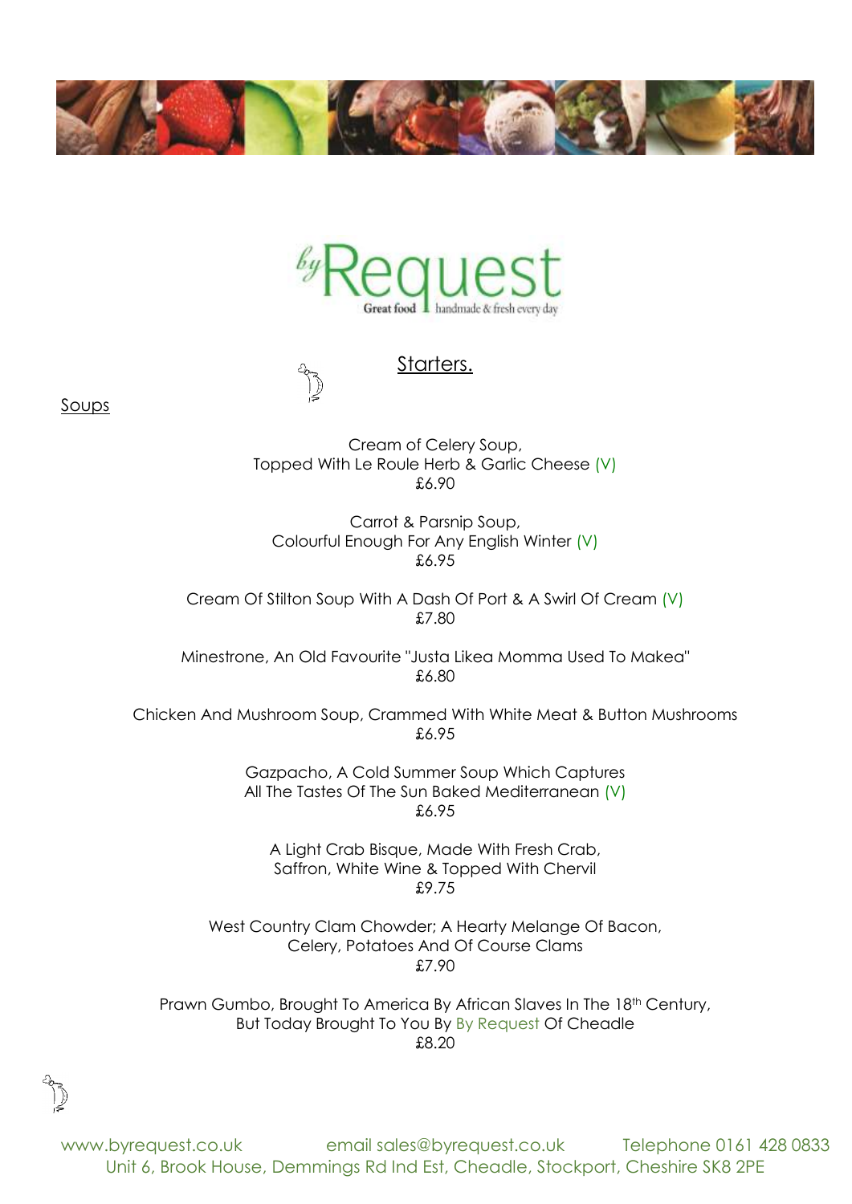# byRequest

Great food handmade & fresh every day

## Starters.

### Soups

Cream of Celery Soup,
Topped With Le Roule Herb & Garlic Cheese (V)
£6.90

Carrot & Parsnip Soup,
Colourful Enough For Any English Winter (V)
£6.95

Cream Of Stilton Soup With A Dash Of Port & A Swirl Of Cream (V)
£7.80

Minestrone, An Old Favourite "Justa Likea Momma Used To Makea"
£6.80

Chicken And Mushroom Soup, Crammed With White Meat & Button Mushrooms
£6.95

Gazpacho, A Cold Summer Soup Which Captures
All The Tastes Of The Sun Baked Mediterranean (V)
£6.95

A Light Crab Bisque, Made With Fresh Crab,
Saffron, White Wine & Topped With Chervil
£9.75

West Country Clam Chowder; A Hearty Melange Of Bacon,
Celery, Potatoes And Of Course Clams
£7.90

Prawn Gumbo, Brought To America By African Slaves In The 18th Century,
But Today Brought To You By By Request Of Cheadle
£8.20

www.byrequest.co.uk email sales@byrequest.co.uk Telephone 0161 428 0833
Unit 6, Brook House, Demmings Rd Ind Est, Cheadle, Stockport, Cheshire SK8 2PE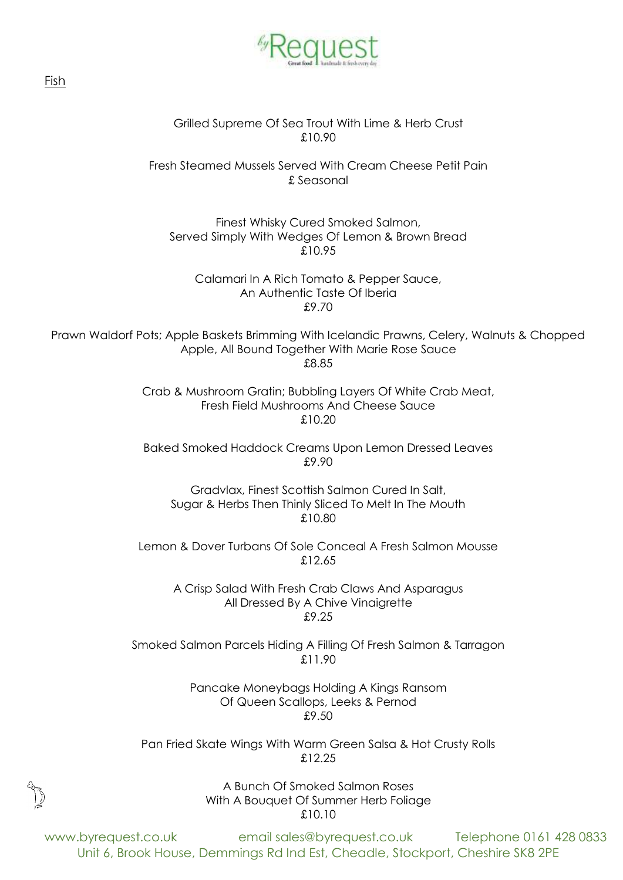## Fish

Grilled Supreme Of Sea Trout With Lime & Herb Crust
£10.90

Fresh Steamed Mussels Served With Cream Cheese Petit Pain
£ Seasonal

Finest Whisky Cured Smoked Salmon,
Served Simply With Wedges Of Lemon & Brown Bread
£10.95

Calamari In A Rich Tomato & Pepper Sauce,
An Authentic Taste Of Iberia
£9.70

Prawn Waldorf Pots; Apple Baskets Brimming With Icelandic Prawns, Celery, Walnuts & Chopped Apple, All Bound Together With Marie Rose Sauce
£8.85

Crab & Mushroom Gratin; Bubbling Layers Of White Crab Meat,
Fresh Field Mushrooms And Cheese Sauce
£10.20

Baked Smoked Haddock Creams Upon Lemon Dressed Leaves
£9.90

Gradvlax, Finest Scottish Salmon Cured In Salt,
Sugar & Herbs Then Thinly Sliced To Melt In The Mouth
£10.80

Lemon & Dover Turbans Of Sole Conceal A Fresh Salmon Mousse
£12.65

A Crisp Salad With Fresh Crab Claws And Asparagus
All Dressed By A Chive Vinaigrette
£9.25

Smoked Salmon Parcels Hiding A Filling Of Fresh Salmon & Tarragon
£11.90

Pancake Moneybags Holding A Kings Ransom
Of Queen Scallops, Leeks & Pernod
£9.50

Pan Fried Skate Wings With Warm Green Salsa & Hot Crusty Rolls
£12.25

A Bunch Of Smoked Salmon Roses
With A Bouquet Of Summer Herb Foliage
£10.10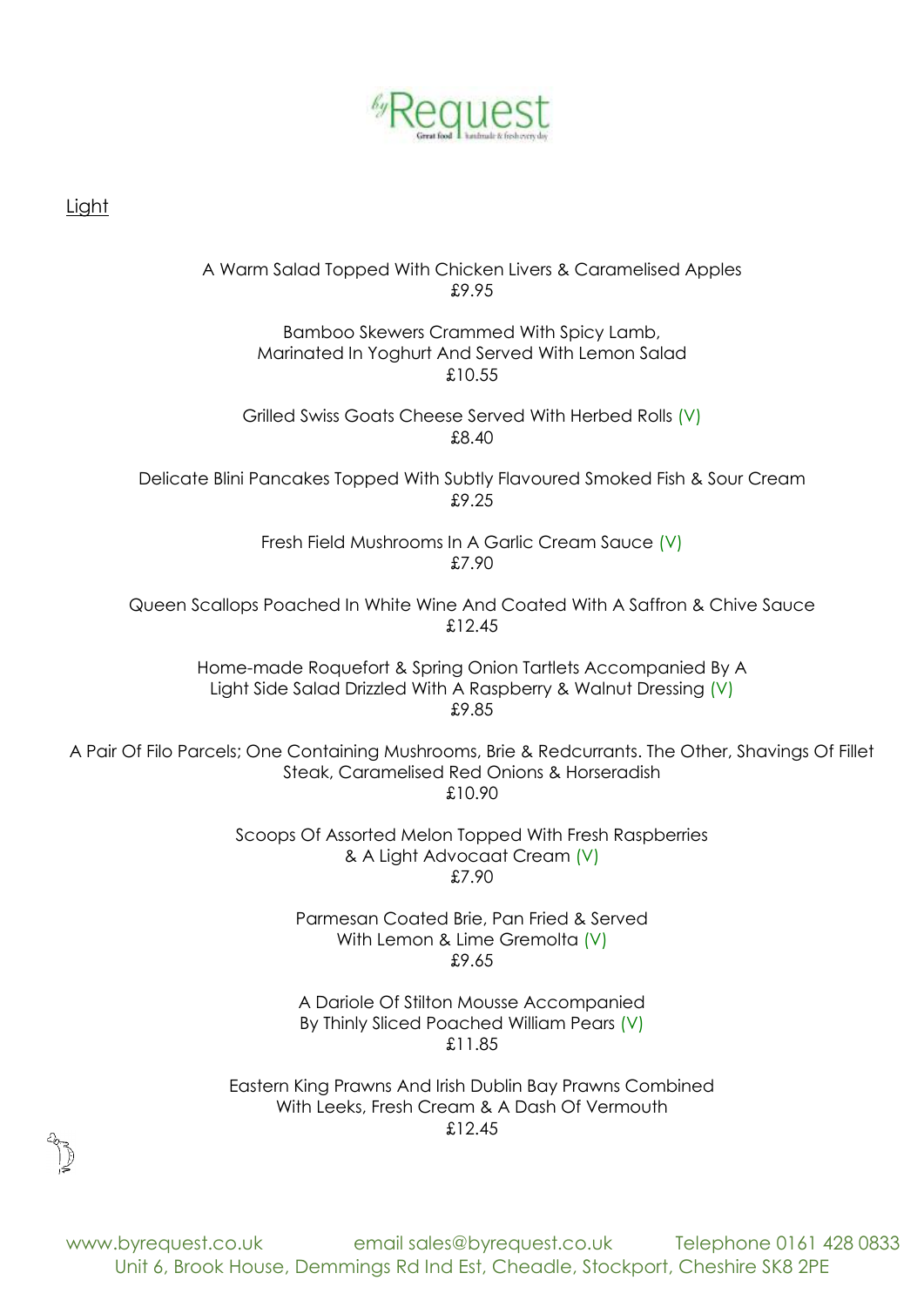## Light

A Warm Salad Topped With Chicken Livers & Caramelised Apples
£9.95

Bamboo Skewers Crammed With Spicy Lamb,
Marinated In Yoghurt And Served With Lemon Salad
£10.55

Grilled Swiss Goats Cheese Served With Herbed Rolls (V)
£8.40

Delicate Blini Pancakes Topped With Subtly Flavoured Smoked Fish & Sour Cream
£9.25

Fresh Field Mushrooms In A Garlic Cream Sauce (V)
£7.90

Queen Scallops Poached In White Wine And Coated With A Saffron & Chive Sauce
£12.45

Home-made Roquefort & Spring Onion Tartlets Accompanied By A
Light Side Salad Drizzled With A Raspberry & Walnut Dressing (V)
£9.85

A Pair Of Filo Parcels; One Containing Mushrooms, Brie & Redcurrants. The Other, Shavings Of Fillet
Steak, Caramelised Red Onions & Horseradish
£10.90

Scoops Of Assorted Melon Topped With Fresh Raspberries
& A Light Advocaat Cream (V)
£7.90

Parmesan Coated Brie, Pan Fried & Served
With Lemon & Lime Gremolta (V)
£9.65

A Dariole Of Stilton Mousse Accompanied
By Thinly Sliced Poached William Pears (V)
£11.85

Eastern King Prawns And Irish Dublin Bay Prawns Combined
With Leeks, Fresh Cream & A Dash Of Vermouth
£12.45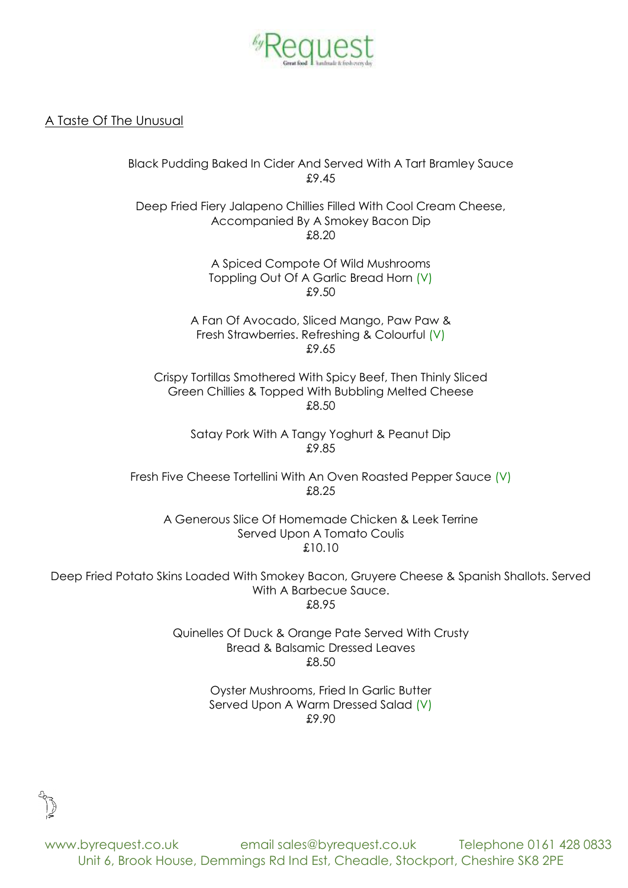## A Taste Of The Unusual

Black Pudding Baked In Cider And Served With A Tart Bramley Sauce
£9.45

Deep Fried Fiery Jalapeno Chillies Filled With Cool Cream Cheese, Accompanied By A Smokey Bacon Dip
£8.20

A Spiced Compote Of Wild Mushrooms Toppling Out Of A Garlic Bread Horn (V)
£9.50

A Fan Of Avocado, Sliced Mango, Paw Paw & Fresh Strawberries. Refreshing & Colourful (V)
£9.65

Crispy Tortillas Smothered With Spicy Beef, Then Thinly Sliced Green Chillies & Topped With Bubbling Melted Cheese
£8.50

Satay Pork With A Tangy Yoghurt & Peanut Dip
£9.85

Fresh Five Cheese Tortellini With An Oven Roasted Pepper Sauce (V)
£8.25

A Generous Slice Of Homemade Chicken & Leek Terrine Served Upon A Tomato Coulis
£10.10

Deep Fried Potato Skins Loaded With Smokey Bacon, Gruyere Cheese & Spanish Shallots. Served With A Barbecue Sauce.
£8.95

Quinelles Of Duck & Orange Pate Served With Crusty Bread & Balsamic Dressed Leaves
£8.50

Oyster Mushrooms, Fried In Garlic Butter Served Upon A Warm Dressed Salad (V)
£9.90

www.byrequest.co.uk email sales@byrequest.co.uk Telephone 0161 428 0833
Unit 6, Brook House, Demmings Rd Ind Est, Cheadle, Stockport, Cheshire SK8 2PE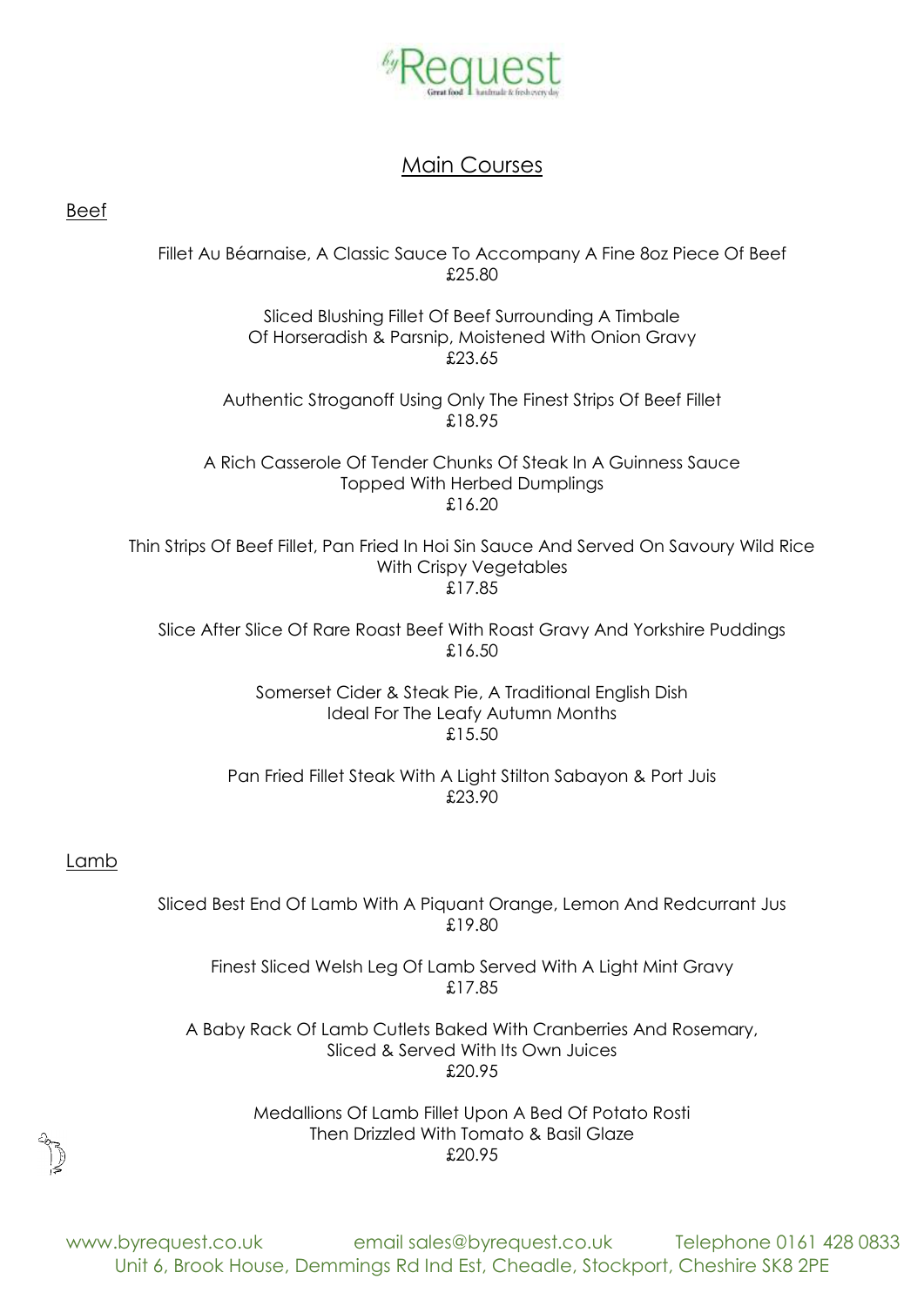# Main Courses

## Beef

Fillet Au Béarnaise, A Classic Sauce To Accompany A Fine 8oz Piece Of Beef
£25.80

Sliced Blushing Fillet Of Beef Surrounding A Timbale
Of Horseradish & Parsnip, Moistened With Onion Gravy
£23.65

Authentic Stroganoff Using Only The Finest Strips Of Beef Fillet
£18.95

A Rich Casserole Of Tender Chunks Of Steak In A Guinness Sauce
Topped With Herbed Dumplings
£16.20

Thin Strips Of Beef Fillet, Pan Fried In Hoi Sin Sauce And Served On Savoury Wild Rice
With Crispy Vegetables
£17.85

Slice After Slice Of Rare Roast Beef With Roast Gravy And Yorkshire Puddings
£16.50

Somerset Cider & Steak Pie, A Traditional English Dish
Ideal For The Leafy Autumn Months
£15.50

Pan Fried Fillet Steak With A Light Stilton Sabayon & Port Juis
£23.90

## Lamb

Sliced Best End Of Lamb With A Piquant Orange, Lemon And Redcurrant Jus
£19.80

Finest Sliced Welsh Leg Of Lamb Served With A Light Mint Gravy
£17.85

A Baby Rack Of Lamb Cutlets Baked With Cranberries And Rosemary,
Sliced & Served With Its Own Juices
£20.95

Medallions Of Lamb Fillet Upon A Bed Of Potato Rosti
Then Drizzled With Tomato & Basil Glaze
£20.95

www.byrequest.co.uk email sales@byrequest.co.uk Telephone 0161 428 0833
Unit 6, Brook House, Demmings Rd Ind Est, Cheadle, Stockport, Cheshire SK8 2PE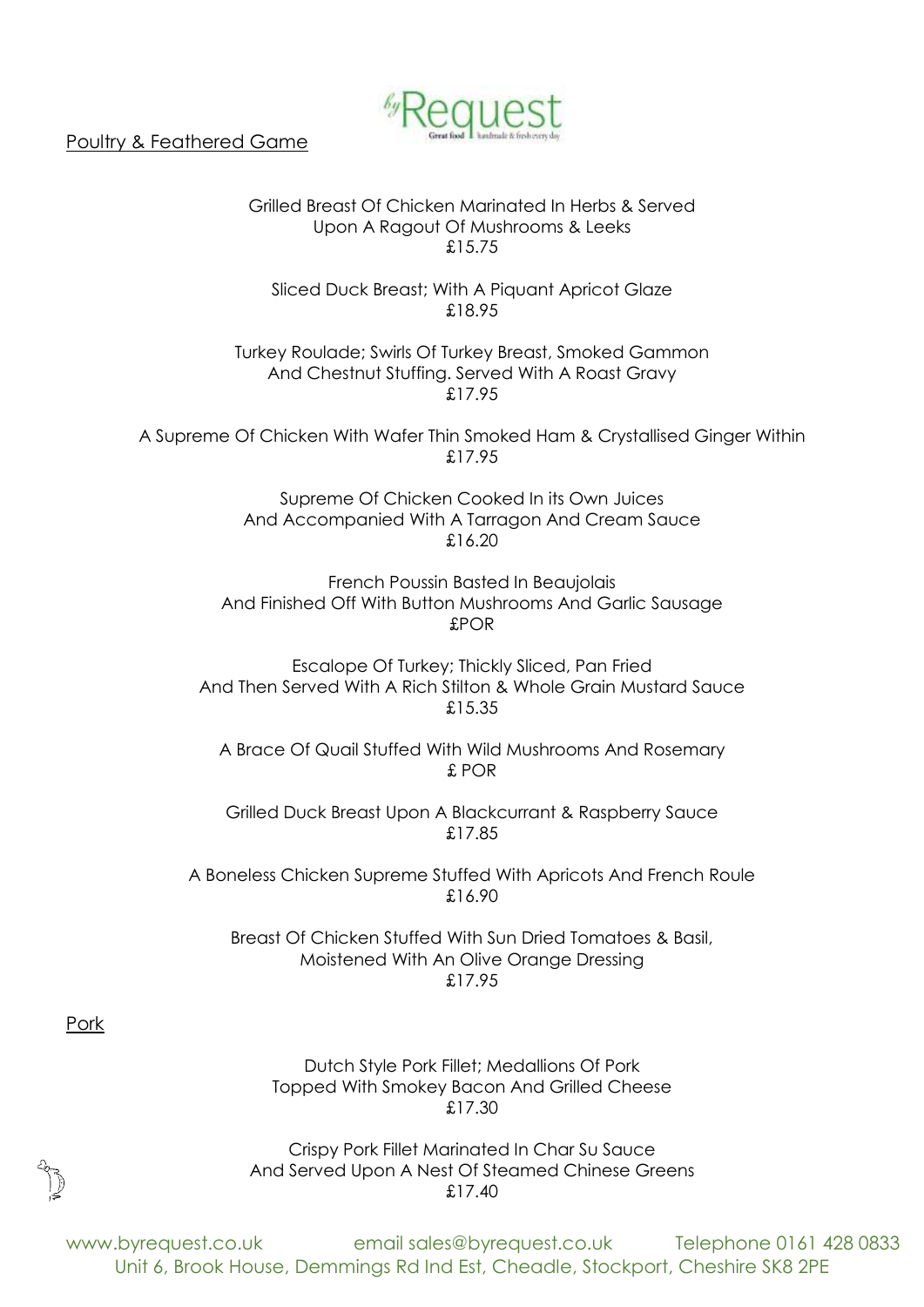## Poultry & Feathered Game

Grilled Breast Of Chicken Marinated In Herbs & Served
Upon A Ragout Of Mushrooms & Leeks
£15.75

Sliced Duck Breast; With A Piquant Apricot Glaze
£18.95

Turkey Roulade; Swirls Of Turkey Breast, Smoked Gammon
And Chestnut Stuffing. Served With A Roast Gravy
£17.95

A Supreme Of Chicken With Wafer Thin Smoked Ham & Crystallised Ginger Within
£17.95

Supreme Of Chicken Cooked In its Own Juices
And Accompanied With A Tarragon And Cream Sauce
£16.20

French Poussin Basted In Beaujolais
And Finished Off With Button Mushrooms And Garlic Sausage
£POR

Escalope Of Turkey; Thickly Sliced, Pan Fried
And Then Served With A Rich Stilton & Whole Grain Mustard Sauce
£15.35

A Brace Of Quail Stuffed With Wild Mushrooms And Rosemary
£ POR

Grilled Duck Breast Upon A Blackcurrant & Raspberry Sauce
£17.85

A Boneless Chicken Supreme Stuffed With Apricots And French Roule
£16.90

Breast Of Chicken Stuffed With Sun Dried Tomatoes & Basil,
Moistened With An Olive Orange Dressing
£17.95

## Pork

Dutch Style Pork Fillet; Medallions Of Pork
Topped With Smokey Bacon And Grilled Cheese
£17.30

Crispy Pork Fillet Marinated In Char Su Sauce
And Served Upon A Nest Of Steamed Chinese Greens
£17.40

www.byrequest.co.uk email sales@byrequest.co.uk Telephone 0161 428 0833
Unit 6, Brook House, Demmings Rd Ind Est, Cheadle, Stockport, Cheshire SK8 2PE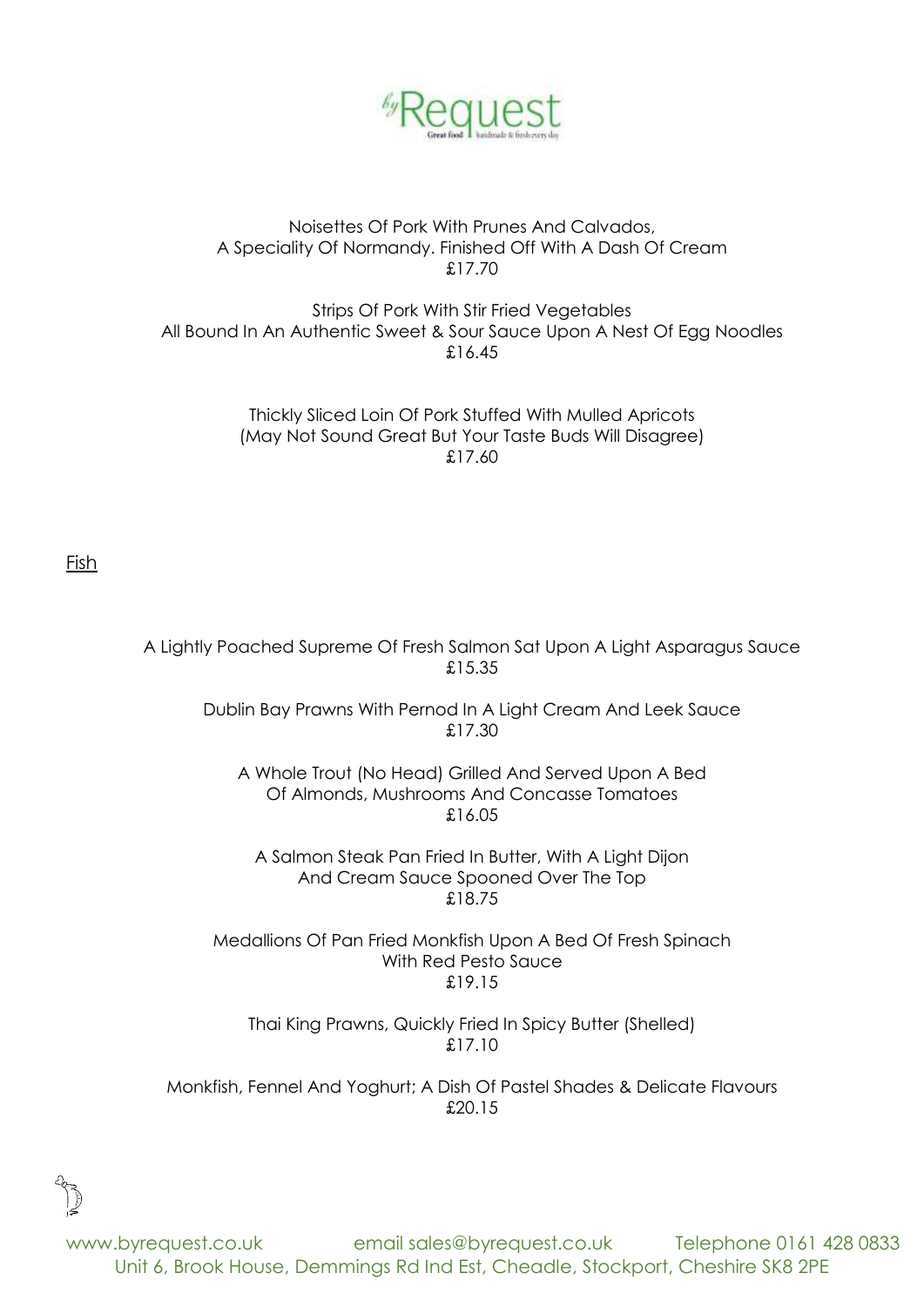Noisettes Of Pork With Prunes And Calvados,
A Speciality Of Normandy. Finished Off With A Dash Of Cream
£17.70

Strips Of Pork With Stir Fried Vegetables
All Bound In An Authentic Sweet & Sour Sauce Upon A Nest Of Egg Noodles
£16.45

Thickly Sliced Loin Of Pork Stuffed With Mulled Apricots
(May Not Sound Great But Your Taste Buds Will Disagree)
£17.60

## Fish

A Lightly Poached Supreme Of Fresh Salmon Sat Upon A Light Asparagus Sauce
£15.35

Dublin Bay Prawns With Pernod In A Light Cream And Leek Sauce
£17.30

A Whole Trout (No Head) Grilled And Served Upon A Bed
Of Almonds, Mushrooms And Concasse Tomatoes
£16.05

A Salmon Steak Pan Fried In Butter, With A Light Dijon
And Cream Sauce Spooned Over The Top
£18.75

Medallions Of Pan Fried Monkfish Upon A Bed Of Fresh Spinach
With Red Pesto Sauce
£19.15

Thai King Prawns, Quickly Fried In Spicy Butter (Shelled)
£17.10

Monkfish, Fennel And Yoghurt; A Dish Of Pastel Shades & Delicate Flavours
£20.15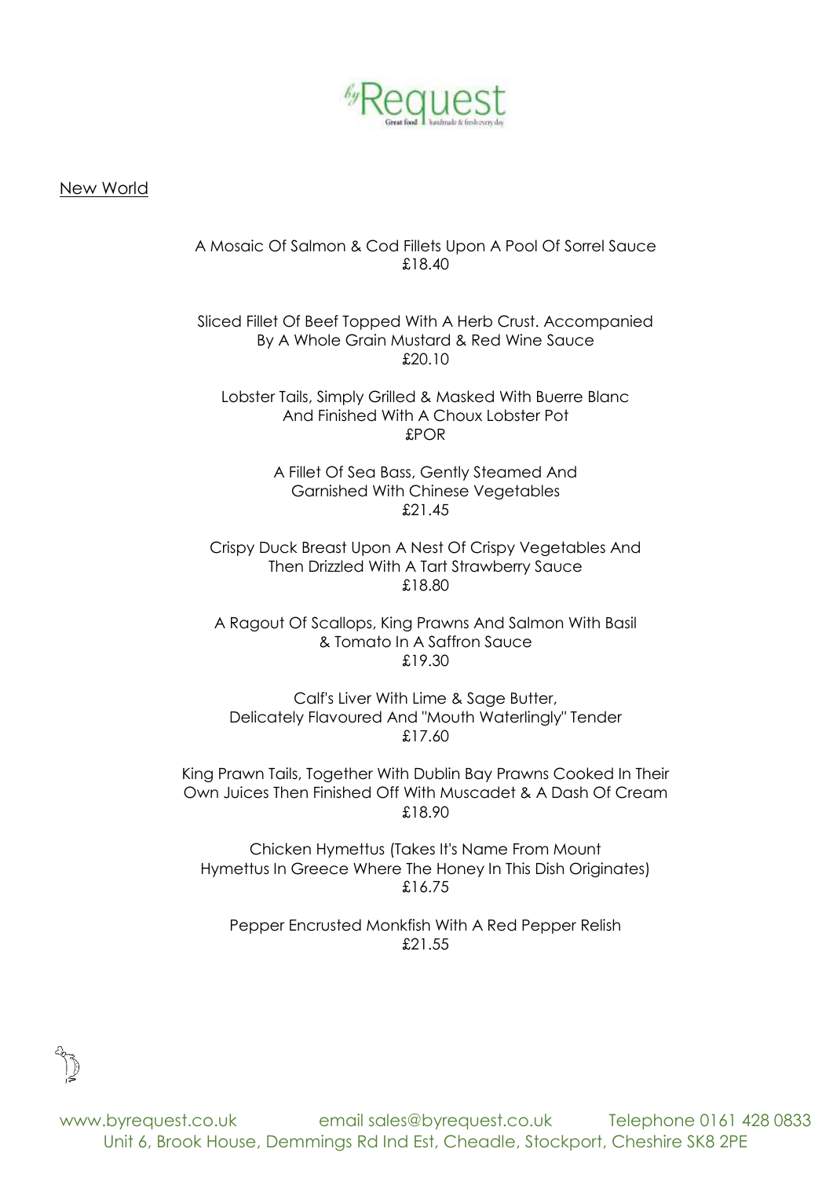## New World

A Mosaic Of Salmon & Cod Fillets Upon A Pool Of Sorrel Sauce
£18.40

Sliced Fillet Of Beef Topped With A Herb Crust. Accompanied By A Whole Grain Mustard & Red Wine Sauce
£20.10

Lobster Tails, Simply Grilled & Masked With Buerre Blanc And Finished With A Choux Lobster Pot
£POR

A Fillet Of Sea Bass, Gently Steamed And Garnished With Chinese Vegetables
£21.45

Crispy Duck Breast Upon A Nest Of Crispy Vegetables And Then Drizzled With A Tart Strawberry Sauce
£18.80

A Ragout Of Scallops, King Prawns And Salmon With Basil & Tomato In A Saffron Sauce
£19.30

Calf's Liver With Lime & Sage Butter, Delicately Flavoured And "Mouth Waterlingly" Tender
£17.60

King Prawn Tails, Together With Dublin Bay Prawns Cooked In Their Own Juices Then Finished Off With Muscadet & A Dash Of Cream
£18.90

Chicken Hymettus (Takes It's Name From Mount Hymettus In Greece Where The Honey In This Dish Originates)
£16.75

Pepper Encrusted Monkfish With A Red Pepper Relish
£21.55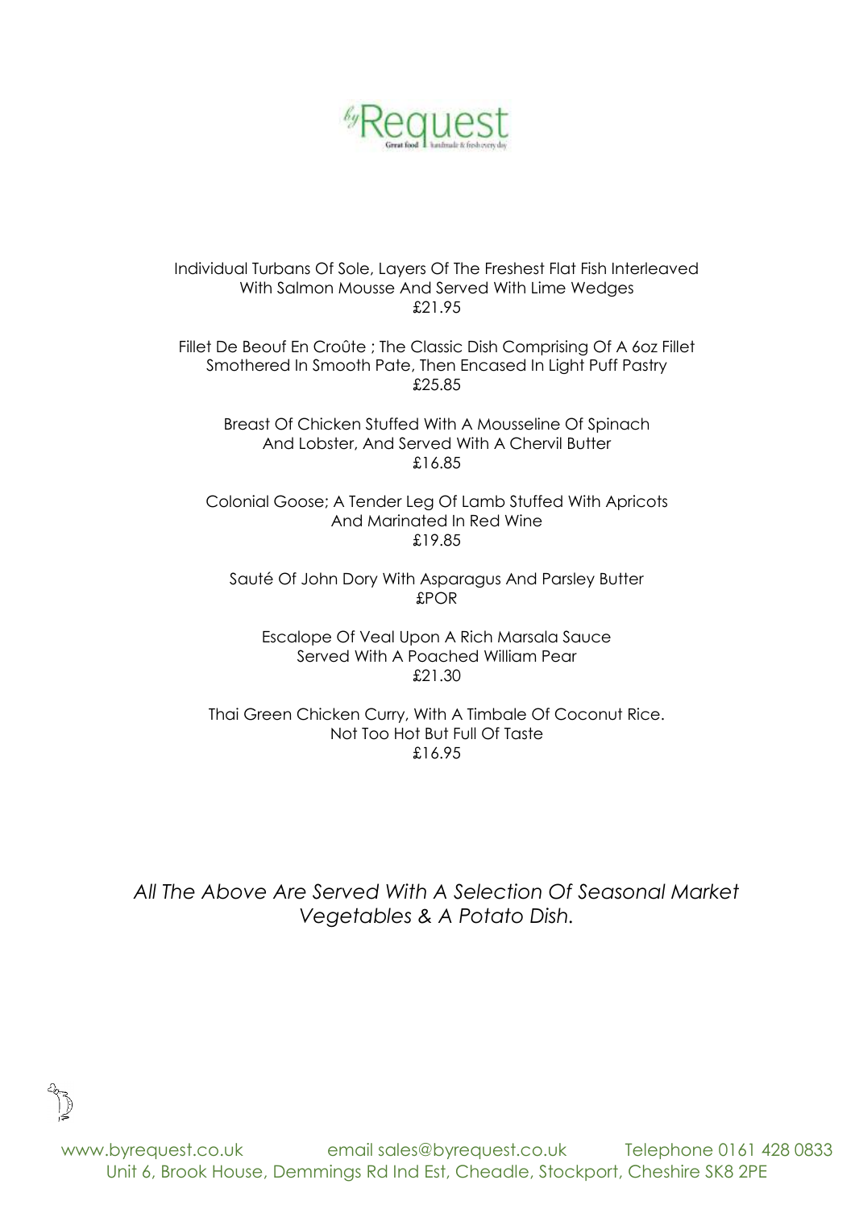Individual Turbans Of Sole, Layers Of The Freshest Flat Fish Interleaved With Salmon Mousse And Served With Lime Wedges
£21.95

Fillet De Beouf En Croûte ; The Classic Dish Comprising Of A 6oz Fillet Smothered In Smooth Pate, Then Encased In Light Puff Pastry
£25.85

Breast Of Chicken Stuffed With A Mousseline Of Spinach And Lobster, And Served With A Chervil Butter
£16.85

Colonial Goose; A Tender Leg Of Lamb Stuffed With Apricots And Marinated In Red Wine
£19.85

Sauté Of John Dory With Asparagus And Parsley Butter
£POR

Escalope Of Veal Upon A Rich Marsala Sauce Served With A Poached William Pear
£21.30

Thai Green Chicken Curry, With A Timbale Of Coconut Rice. Not Too Hot But Full Of Taste
£16.95

*All The Above Are Served With A Selection Of Seasonal Market Vegetables & A Potato Dish.*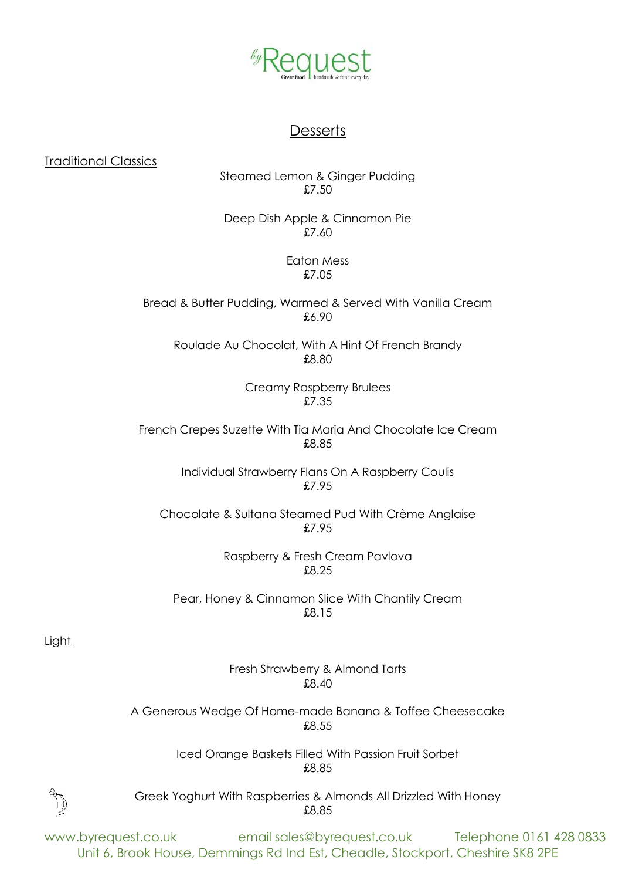# Desserts

## Traditional Classics

Steamed Lemon & Ginger Pudding
£7.50

Deep Dish Apple & Cinnamon Pie
£7.60

Eaton Mess
£7.05

Bread & Butter Pudding, Warmed & Served With Vanilla Cream
£6.90

Roulade Au Chocolat, With A Hint Of French Brandy
£8.80

Creamy Raspberry Brulees
£7.35

French Crepes Suzette With Tia Maria And Chocolate Ice Cream
£8.85

Individual Strawberry Flans On A Raspberry Coulis
£7.95

Chocolate & Sultana Steamed Pud With Crème Anglaise
£7.95

Raspberry & Fresh Cream Pavlova
£8.25

Pear, Honey & Cinnamon Slice With Chantily Cream
£8.15

## Light

Fresh Strawberry & Almond Tarts
£8.40

A Generous Wedge Of Home-made Banana & Toffee Cheesecake
£8.55

Iced Orange Baskets Filled With Passion Fruit Sorbet
£8.85

Greek Yoghurt With Raspberries & Almonds All Drizzled With Honey
£8.85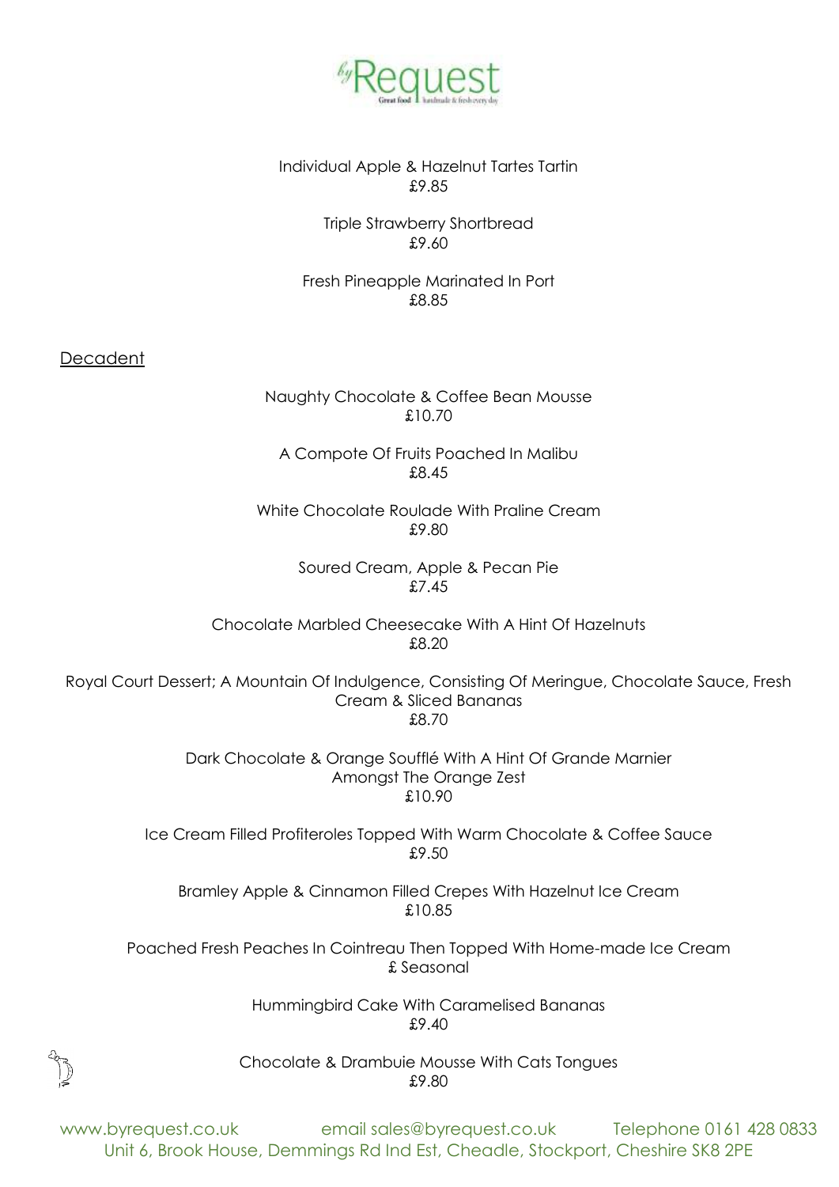Individual Apple & Hazelnut Tartes Tartin
£9.85

Triple Strawberry Shortbread
£9.60

Fresh Pineapple Marinated In Port
£8.85

## Decadent

Naughty Chocolate & Coffee Bean Mousse
£10.70

A Compote Of Fruits Poached In Malibu
£8.45

White Chocolate Roulade With Praline Cream
£9.80

Soured Cream, Apple & Pecan Pie
£7.45

Chocolate Marbled Cheesecake With A Hint Of Hazelnuts
£8.20

Royal Court Dessert; A Mountain Of Indulgence, Consisting Of Meringue, Chocolate Sauce, Fresh Cream & Sliced Bananas
£8.70

Dark Chocolate & Orange Soufflé With A Hint Of Grande Marnier Amongst The Orange Zest
£10.90

Ice Cream Filled Profiteroles Topped With Warm Chocolate & Coffee Sauce
£9.50

Bramley Apple & Cinnamon Filled Crepes With Hazelnut Ice Cream
£10.85

Poached Fresh Peaches In Cointreau Then Topped With Home-made Ice Cream
£ Seasonal

Hummingbird Cake With Caramelised Bananas
£9.40

Chocolate & Drambuie Mousse With Cats Tongues
£9.80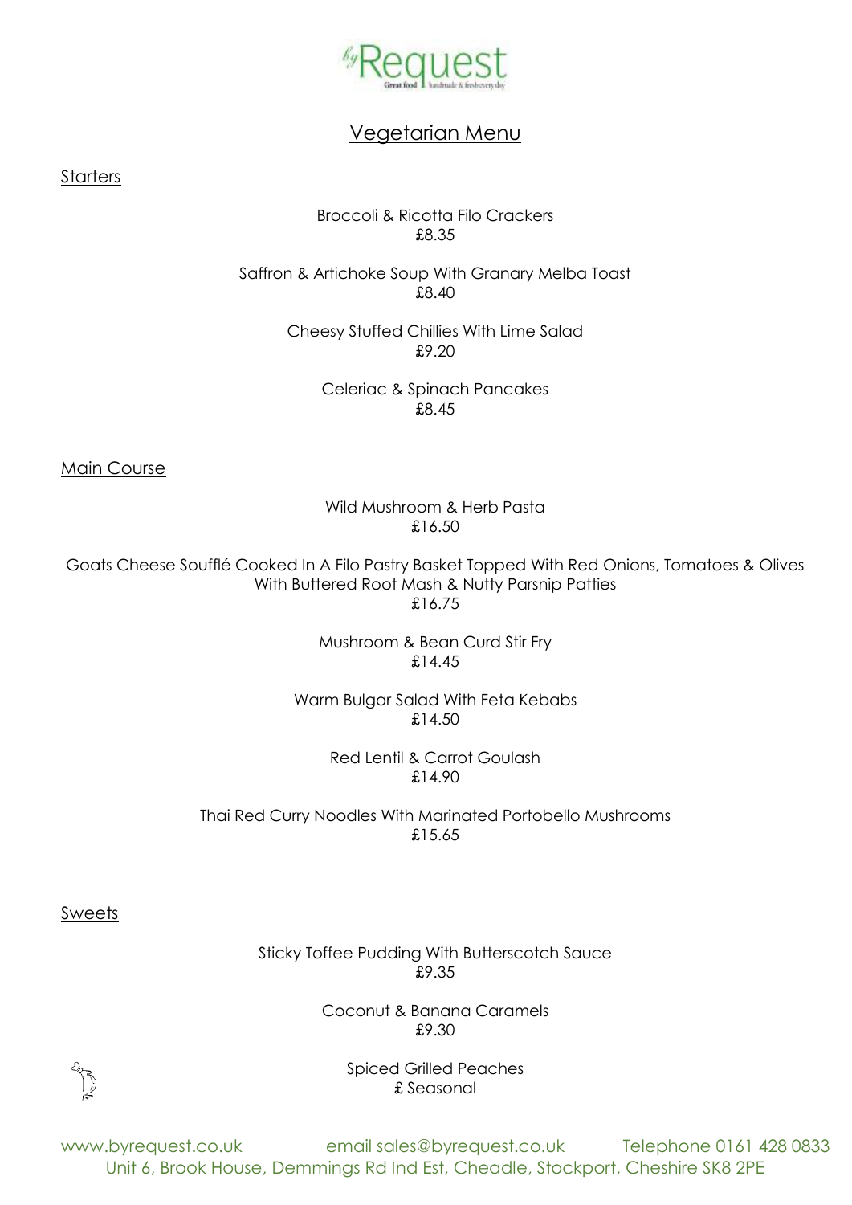# Vegetarian Menu

## Starters

Broccoli & Ricotta Filo Crackers
£8.35

Saffron & Artichoke Soup With Granary Melba Toast
£8.40

Cheesy Stuffed Chillies With Lime Salad
£9.20

Celeriac & Spinach Pancakes
£8.45

## Main Course

Wild Mushroom & Herb Pasta
£16.50

Goats Cheese Soufflé Cooked In A Filo Pastry Basket Topped With Red Onions, Tomatoes & Olives With Buttered Root Mash & Nutty Parsnip Patties
£16.75

Mushroom & Bean Curd Stir Fry
£14.45

Warm Bulgar Salad With Feta Kebabs
£14.50

Red Lentil & Carrot Goulash
£14.90

Thai Red Curry Noodles With Marinated Portobello Mushrooms
£15.65

## Sweets

Sticky Toffee Pudding With Butterscotch Sauce
£9.35

Coconut & Banana Caramels
£9.30

Spiced Grilled Peaches
£ Seasonal

www.byrequest.co.uk email sales@byrequest.co.uk Telephone 0161 428 0833
Unit 6, Brook House, Demmings Rd Ind Est, Cheadle, Stockport, Cheshire SK8 2PE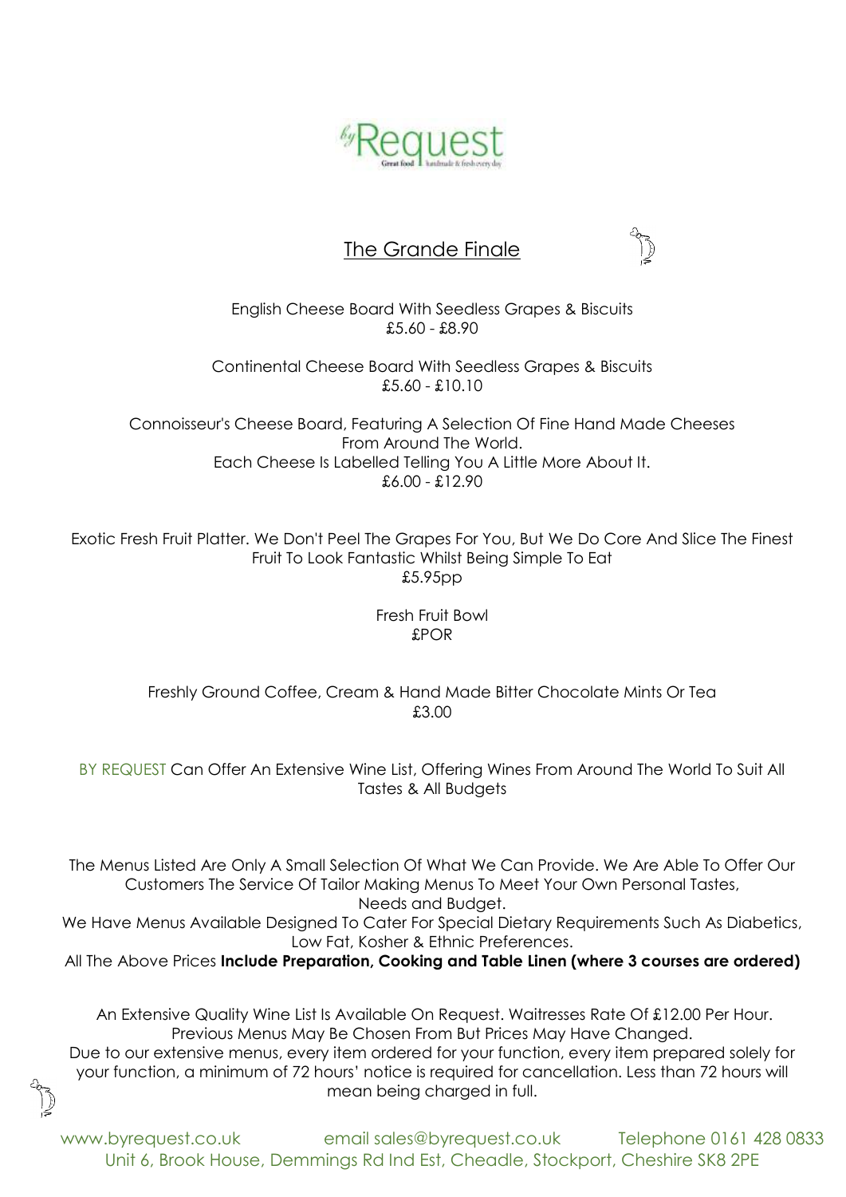byRequest

Great food handmade & fresh every day

## The Grande Finale

English Cheese Board With Seedless Grapes & Biscuits
£5.60 - £8.90

Continental Cheese Board With Seedless Grapes & Biscuits
£5.60 - £10.10

Connoisseur's Cheese Board, Featuring A Selection Of Fine Hand Made Cheeses From Around The World.
Each Cheese Is Labelled Telling You A Little More About It.
£6.00 - £12.90

Exotic Fresh Fruit Platter. We Don't Peel The Grapes For You, But We Do Core And Slice The Finest Fruit To Look Fantastic Whilst Being Simple To Eat
£5.95pp

Fresh Fruit Bowl
£POR

Freshly Ground Coffee, Cream & Hand Made Bitter Chocolate Mints Or Tea
£3.00

BY REQUEST Can Offer An Extensive Wine List, Offering Wines From Around The World To Suit All Tastes & All Budgets

The Menus Listed Are Only A Small Selection Of What We Can Provide. We Are Able To Offer Our Customers The Service Of Tailor Making Menus To Meet Your Own Personal Tastes, Needs and Budget.
We Have Menus Available Designed To Cater For Special Dietary Requirements Such As Diabetics, Low Fat, Kosher & Ethnic Preferences.
All The Above Prices **Include Preparation, Cooking and Table Linen (where 3 courses are ordered)**

An Extensive Quality Wine List Is Available On Request. Waitresses Rate Of £12.00 Per Hour.
Previous Menus May Be Chosen From But Prices May Have Changed.
Due to our extensive menus, every item ordered for your function, every item prepared solely for your function, a minimum of 72 hours' notice is required for cancellation. Less than 72 hours will mean being charged in full.

www.byrequest.co.uk email sales@byrequest.co.uk Telephone 0161 428 0833
Unit 6, Brook House, Demmings Rd Ind Est, Cheadle, Stockport, Cheshire SK8 2PE